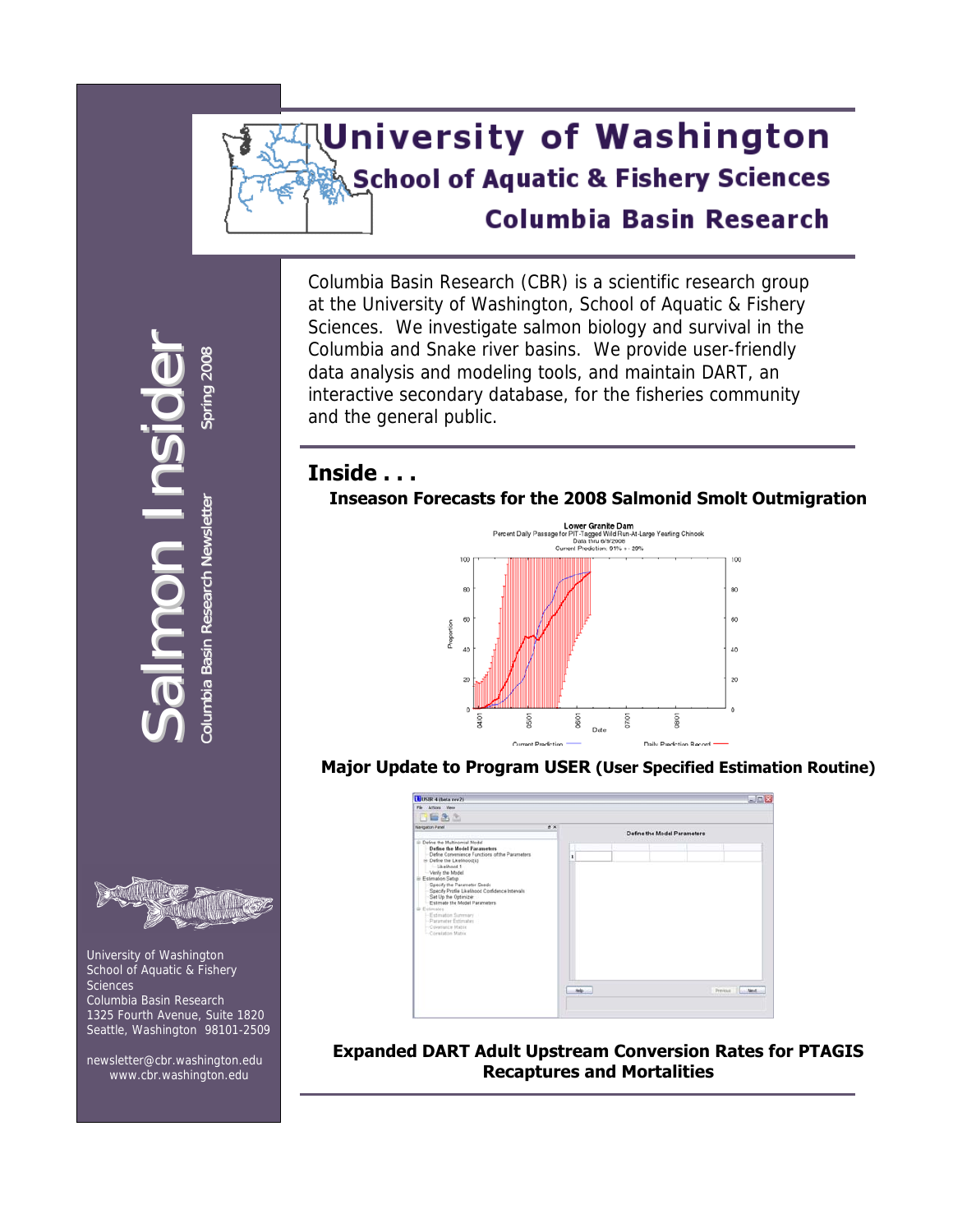# University of Washington

## School of Aquatic & Fishery Sciences

## Columbia Basin Research

Salmon Insider

Columbia Basin Research Newsletter Spring 2008

Columbia Basin Research (CBR) is a scientific research group at the University of Washington, School of Aquatic & Fishery Sciences. We investigate salmon biology and survival in the Columbia and Snake river basins. We provide user-friendly data analysis and modeling tools, and maintain DART, an interactive secondary database, for the fisheries community and the general public.

## Inside . . .

### Inseason Forecasts for the 2008 Salmonid Smolt Outmigration

### Major Update to Program USER (User Specified Estimation Routine)

### Expanded DART Adult Upstream Conversion Rates for PTAGIS Recaptures and Mortalities

University of Washington
School of Aquatic & Fishery Sciences
Columbia Basin Research
1325 Fourth Avenue, Suite 1820
Seattle, Washington 98101-2509

newsletter@cbr.washington.edu
www.cbr.washington.edu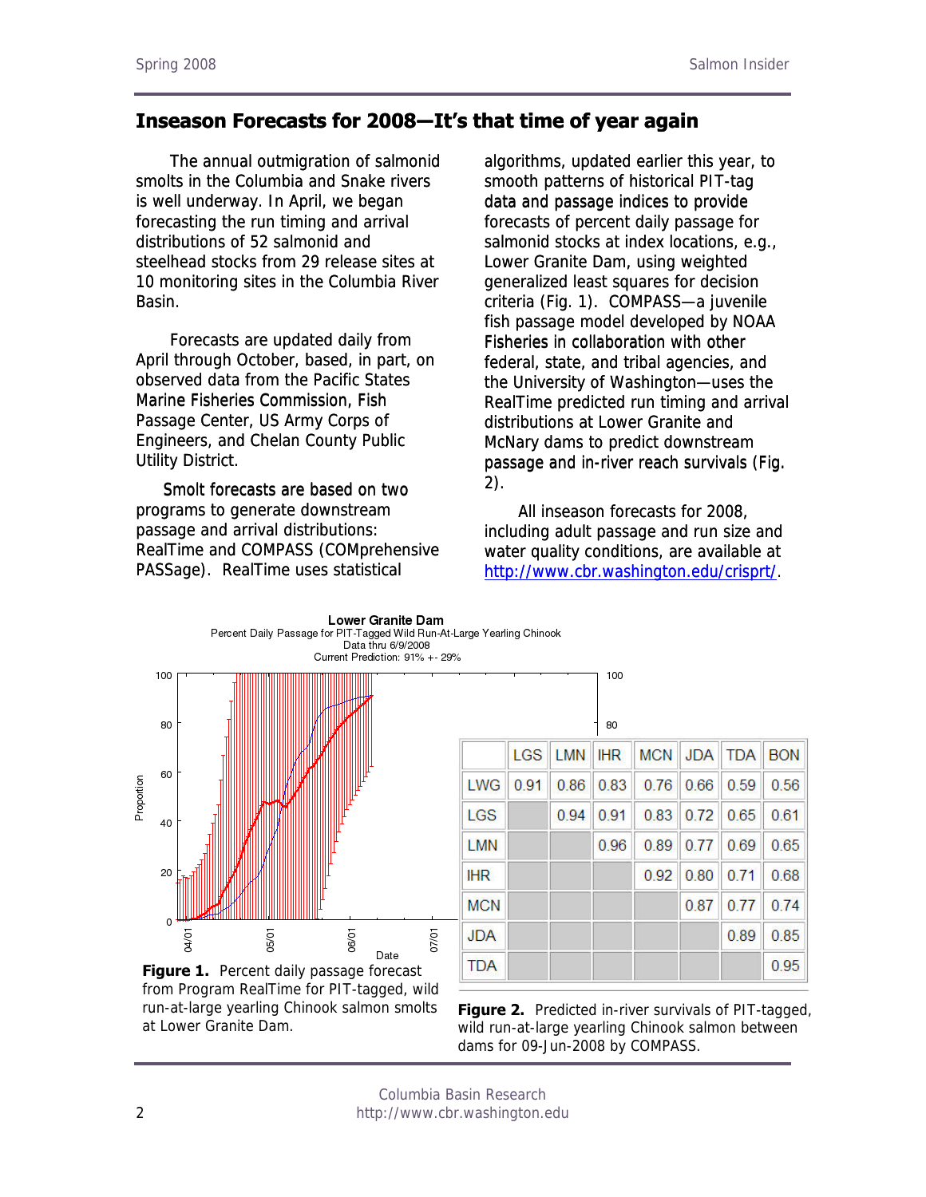## Inseason Forecasts for 2008—It's that time of year again

The annual outmigration of salmonid smolts in the Columbia and Snake rivers is well underway. In April, we began forecasting the run timing and arrival distributions of 52 salmonid and steelhead stocks from 29 release sites at 10 monitoring sites in the Columbia River Basin.

Forecasts are updated daily from April through October, based, in part, on observed data from the Pacific States Marine Fisheries Commission, Fish Passage Center, US Army Corps of Engineers, and Chelan County Public Utility District.

Smolt forecasts are based on two programs to generate downstream passage and arrival distributions: RealTime and COMPASS (COMprehensive PASSage). RealTime uses statistical algorithms, updated earlier this year, to smooth patterns of historical PIT-tag data and passage indices to provide forecasts of percent daily passage for salmonid stocks at index locations, e.g., Lower Granite Dam, using weighted generalized least squares for decision criteria (Fig. 1). COMPASS—a juvenile fish passage model developed by NOAA Fisheries in collaboration with other federal, state, and tribal agencies, and the University of Washington—uses the RealTime predicted run timing and arrival distributions at Lower Granite and McNary dams to predict downstream passage and in-river reach survivals (Fig. 2).

All inseason forecasts for 2008, including adult passage and run size and water quality conditions, are available at http://www.cbr.washington.edu/crisprt/.

**Figure 1.** Percent daily passage forecast from Program RealTime for PIT-tagged, wild run-at-large yearling Chinook salmon smolts at Lower Granite Dam.

| | LGS | LMN | IHR | MCN | JDA | TDA | BON |
|---|---|---|---|---|---|---|---|
| LWG | 0.91 | 0.86 | 0.83 | 0.76 | 0.66 | 0.59 | 0.56 |
| LGS | | 0.94 | 0.91 | 0.83 | 0.72 | 0.65 | 0.61 |
| LMN | | | 0.96 | 0.89 | 0.77 | 0.69 | 0.65 |
| IHR | | | | 0.92 | 0.80 | 0.71 | 0.68 |
| MCN | | | | | 0.87 | 0.77 | 0.74 |
| JDA | | | | | | 0.89 | 0.85 |
| TDA | | | | | | | 0.95 |

**Figure 2.** Predicted in-river survivals of PIT-tagged, wild run-at-large yearling Chinook salmon between dams for 09-Jun-2008 by COMPASS.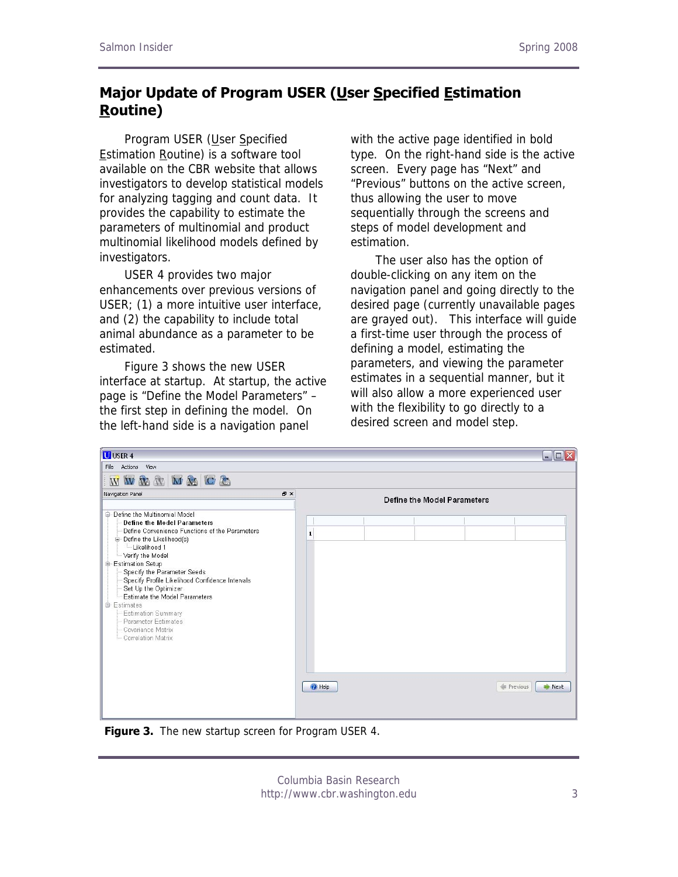## Major Update of Program USER (User Specified Estimation Routine)

Program USER (User Specified Estimation Routine) is a software tool available on the CBR website that allows investigators to develop statistical models for analyzing tagging and count data. It provides the capability to estimate the parameters of multinomial and product multinomial likelihood models defined by investigators.

USER 4 provides two major enhancements over previous versions of USER; (1) a more intuitive user interface, and (2) the capability to include total animal abundance as a parameter to be estimated.

Figure 3 shows the new USER interface at startup. At startup, the active page is "Define the Model Parameters" – the first step in defining the model. On the left-hand side is a navigation panel with the active page identified in bold type. On the right-hand side is the active screen. Every page has "Next" and "Previous" buttons on the active screen, thus allowing the user to move sequentially through the screens and steps of model development and estimation.

The user also has the option of double-clicking on any item on the navigation panel and going directly to the desired page (currently unavailable pages are grayed out). This interface will guide a first-time user through the process of defining a model, estimating the parameters, and viewing the parameter estimates in a sequential manner, but it will also allow a more experienced user with the flexibility to go directly to a desired screen and model step.

**Figure 3.** The new startup screen for Program USER 4.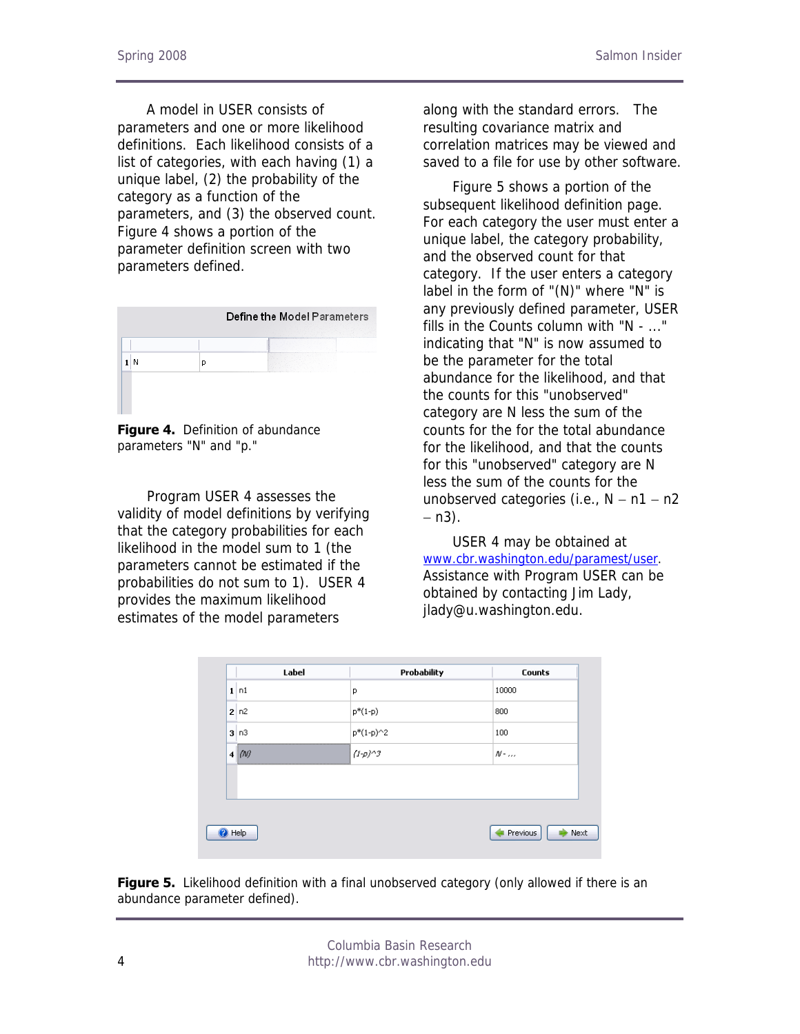A model in USER consists of parameters and one or more likelihood definitions. Each likelihood consists of a list of categories, with each having (1) a unique label, (2) the probability of the category as a function of the parameters, and (3) the observed count. Figure 4 shows a portion of the parameter definition screen with two parameters defined.

**Define the Model Parameters**

| | | |
|---|---|---|
| 1 | N | p |

**Figure 4.** Definition of abundance parameters "N" and "p."

Program USER 4 assesses the validity of model definitions by verifying that the category probabilities for each likelihood in the model sum to 1 (the parameters cannot be estimated if the probabilities do not sum to 1). USER 4 provides the maximum likelihood estimates of the model parameters along with the standard errors. The resulting covariance matrix and correlation matrices may be viewed and saved to a file for use by other software.

Figure 5 shows a portion of the subsequent likelihood definition page. For each category the user must enter a unique label, the category probability, and the observed count for that category. If the user enters a category label in the form of "(N)" where "N" is any previously defined parameter, USER fills in the Counts column with "N - ..." indicating that "N" is now assumed to be the parameter for the total abundance for the likelihood, and that the counts for this "unobserved" category are N less the sum of the counts for the for the total abundance for the likelihood, and that the counts for this "unobserved" category are N less the sum of the counts for the unobserved categories (i.e., N – n1 – n2 – n3).

USER 4 may be obtained at www.cbr.washington.edu/paramest/user. Assistance with Program USER can be obtained by contacting Jim Lady, jlady@u.washington.edu.

| | Label | Probability | Counts |
|---|---|---|---|
| 1 | n1 | p | 10000 |
| 2 | n2 | p*(1-p) | 800 |
| 3 | n3 | p*(1-p)^2 | 100 |
| 4 | (N) | (1-p)^3 | N - ... |

Help · Previous · Next

**Figure 5.** Likelihood definition with a final unobserved category (only allowed if there is an abundance parameter defined).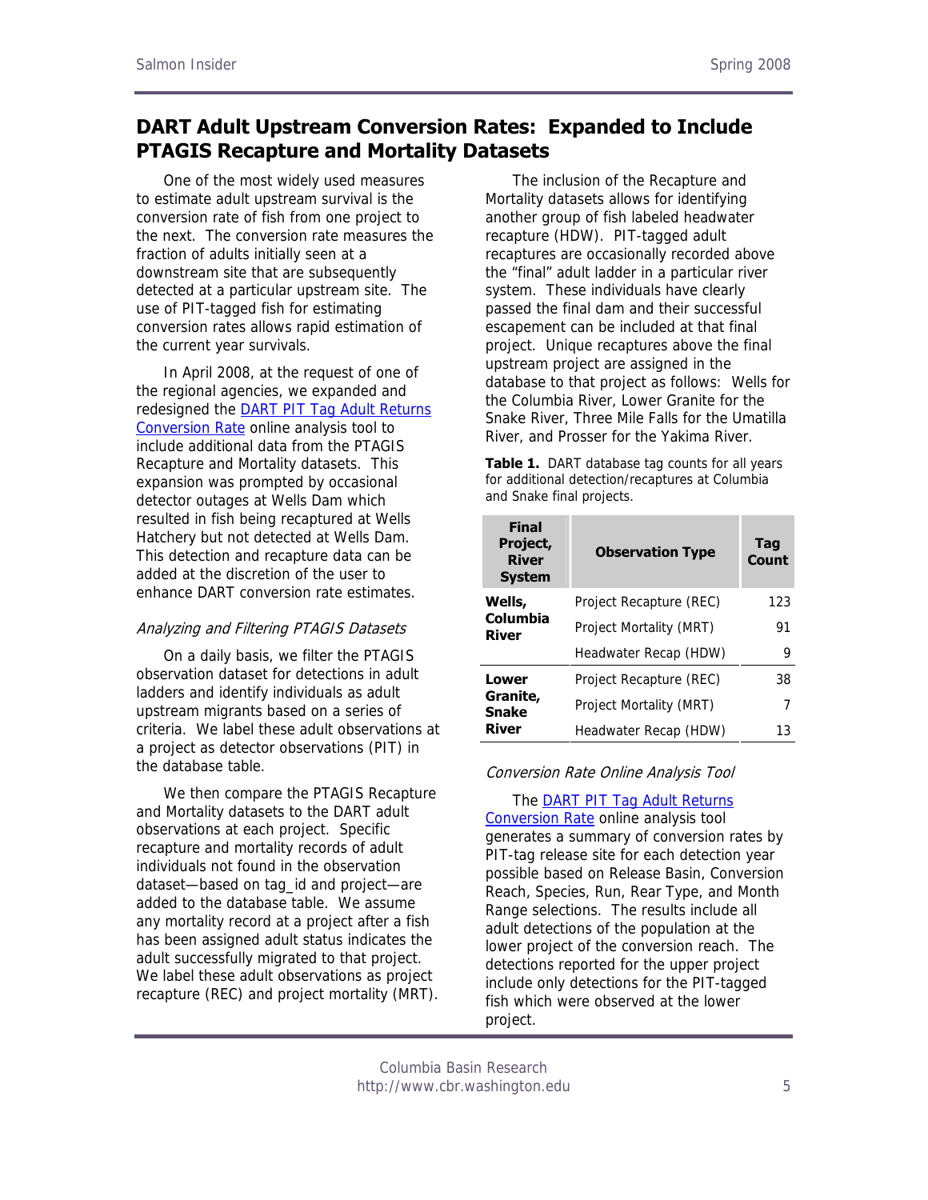## DART Adult Upstream Conversion Rates: Expanded to Include PTAGIS Recapture and Mortality Datasets

One of the most widely used measures to estimate adult upstream survival is the conversion rate of fish from one project to the next. The conversion rate measures the fraction of adults initially seen at a downstream site that are subsequently detected at a particular upstream site. The use of PIT-tagged fish for estimating conversion rates allows rapid estimation of the current year survivals.

In April 2008, at the request of one of the regional agencies, we expanded and redesigned the DART PIT Tag Adult Returns Conversion Rate online analysis tool to include additional data from the PTAGIS Recapture and Mortality datasets. This expansion was prompted by occasional detector outages at Wells Dam which resulted in fish being recaptured at Wells Hatchery but not detected at Wells Dam. This detection and recapture data can be added at the discretion of the user to enhance DART conversion rate estimates.

*Analyzing and Filtering PTAGIS Datasets*

On a daily basis, we filter the PTAGIS observation dataset for detections in adult ladders and identify individuals as adult upstream migrants based on a series of criteria. We label these adult observations at a project as detector observations (PIT) in the database table.

We then compare the PTAGIS Recapture and Mortality datasets to the DART adult observations at each project. Specific recapture and mortality records of adult individuals not found in the observation dataset—based on tag_id and project—are added to the database table. We assume any mortality record at a project after a fish has been assigned adult status indicates the adult successfully migrated to that project. We label these adult observations as project recapture (REC) and project mortality (MRT).

The inclusion of the Recapture and Mortality datasets allows for identifying another group of fish labeled headwater recapture (HDW). PIT-tagged adult recaptures are occasionally recorded above the "final" adult ladder in a particular river system. These individuals have clearly passed the final dam and their successful escapement can be included at that final project. Unique recaptures above the final upstream project are assigned in the database to that project as follows: Wells for the Columbia River, Lower Granite for the Snake River, Three Mile Falls for the Umatilla River, and Prosser for the Yakima River.

**Table 1.** DART database tag counts for all years for additional detection/recaptures at Columbia and Snake final projects.

| Final Project, River System | Observation Type | Tag Count |
|---|---|---|
| Wells, Columbia River | Project Recapture (REC) | 123 |
| | Project Mortality (MRT) | 91 |
| | Headwater Recap (HDW) | 9 |
| Lower Granite, Snake River | Project Recapture (REC) | 38 |
| | Project Mortality (MRT) | 7 |
| | Headwater Recap (HDW) | 13 |

*Conversion Rate Online Analysis Tool*

The DART PIT Tag Adult Returns Conversion Rate online analysis tool generates a summary of conversion rates by PIT-tag release site for each detection year possible based on Release Basin, Conversion Reach, Species, Run, Rear Type, and Month Range selections. The results include all adult detections of the population at the lower project of the conversion reach. The detections reported for the upper project include only detections for the PIT-tagged fish which were observed at the lower project.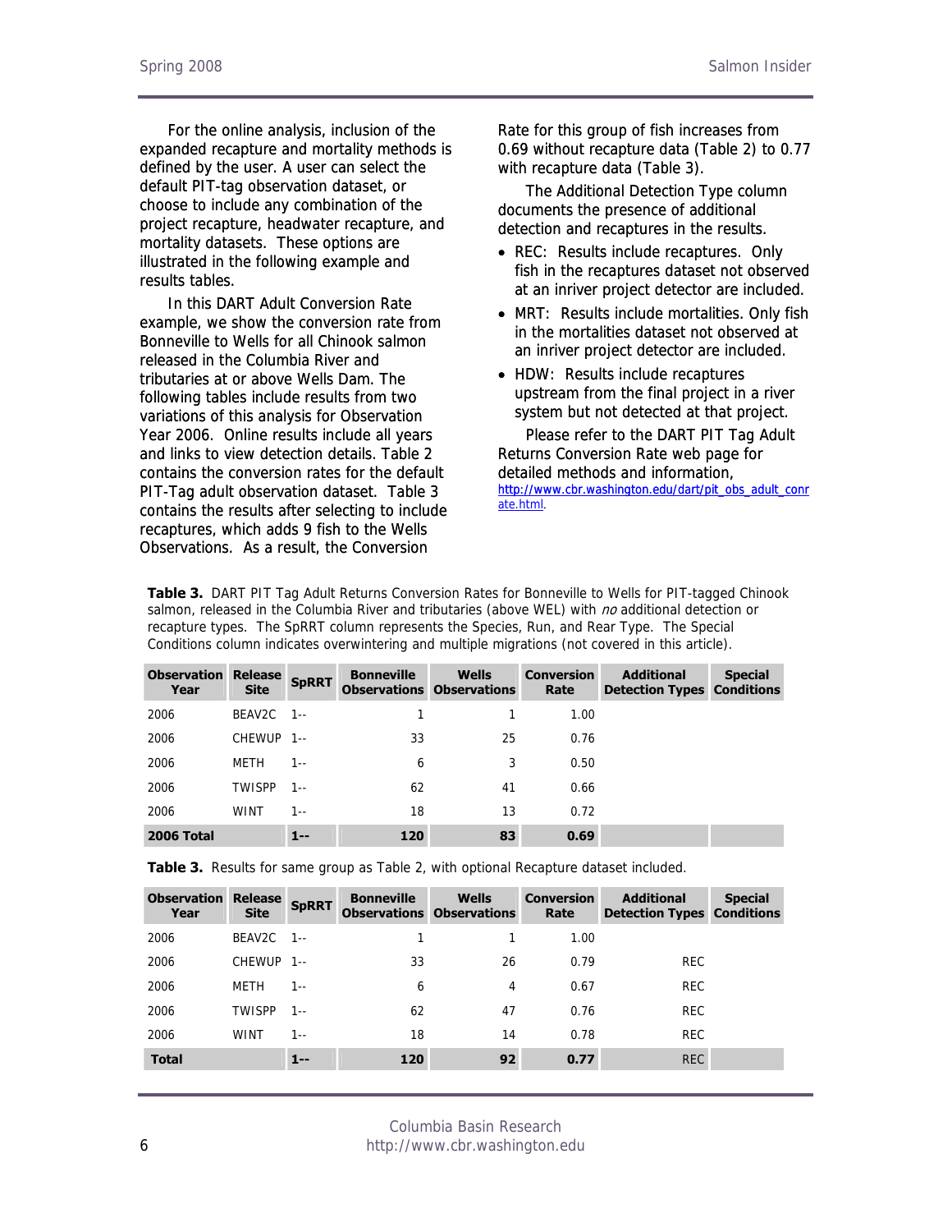For the online analysis, inclusion of the expanded recapture and mortality methods is defined by the user. A user can select the default PIT-tag observation dataset, or choose to include any combination of the project recapture, headwater recapture, and mortality datasets. These options are illustrated in the following example and results tables.

In this DART Adult Conversion Rate example, we show the conversion rate from Bonneville to Wells for all Chinook salmon released in the Columbia River and tributaries at or above Wells Dam. The following tables include results from two variations of this analysis for Observation Year 2006. Online results include all years and links to view detection details. Table 2 contains the conversion rates for the default PIT-Tag adult observation dataset. Table 3 contains the results after selecting to include recaptures, which adds 9 fish to the Wells Observations. As a result, the Conversion Rate for this group of fish increases from 0.69 without recapture data (Table 2) to 0.77 with recapture data (Table 3).

The Additional Detection Type column documents the presence of additional detection and recaptures in the results.

- REC: Results include recaptures. Only fish in the recaptures dataset not observed at an inriver project detector are included.
- MRT: Results include mortalities. Only fish in the mortalities dataset not observed at an inriver project detector are included.
- HDW: Results include recaptures upstream from the final project in a river system but not detected at that project.

Please refer to the DART PIT Tag Adult Returns Conversion Rate web page for detailed methods and information, http://www.cbr.washington.edu/dart/pit_obs_adult_conrate.html.

**Table 3.** DART PIT Tag Adult Returns Conversion Rates for Bonneville to Wells for PIT-tagged Chinook salmon, released in the Columbia River and tributaries (above WEL) with *no* additional detection or recapture types. The SpRRT column represents the Species, Run, and Rear Type. The Special Conditions column indicates overwintering and multiple migrations (not covered in this article).

| Observation Year | Release Site | SpRRT | Bonneville Observations | Wells Observations | Conversion Rate | Additional Detection Types | Special Conditions |
|---|---|---|---|---|---|---|---|
| 2006 | BEAV2C | 1-- | 1 | 1 | 1.00 | | |
| 2006 | CHEWUP | 1-- | 33 | 25 | 0.76 | | |
| 2006 | METH | 1-- | 6 | 3 | 0.50 | | |
| 2006 | TWISPP | 1-- | 62 | 41 | 0.66 | | |
| 2006 | WINT | 1-- | 18 | 13 | 0.72 | | |
| **2006 Total** | | **1--** | **120** | **83** | **0.69** | | |

**Table 3.** Results for same group as Table 2, with optional Recapture dataset included.

| Observation Year | Release Site | SpRRT | Bonneville Observations | Wells Observations | Conversion Rate | Additional Detection Types | Special Conditions |
|---|---|---|---|---|---|---|---|
| 2006 | BEAV2C | 1-- | 1 | 1 | 1.00 | | |
| 2006 | CHEWUP | 1-- | 33 | 26 | 0.79 | REC | |
| 2006 | METH | 1-- | 6 | 4 | 0.67 | REC | |
| 2006 | TWISPP | 1-- | 62 | 47 | 0.76 | REC | |
| 2006 | WINT | 1-- | 18 | 14 | 0.78 | REC | |
| **Total** | | **1--** | **120** | **92** | **0.77** | REC | |